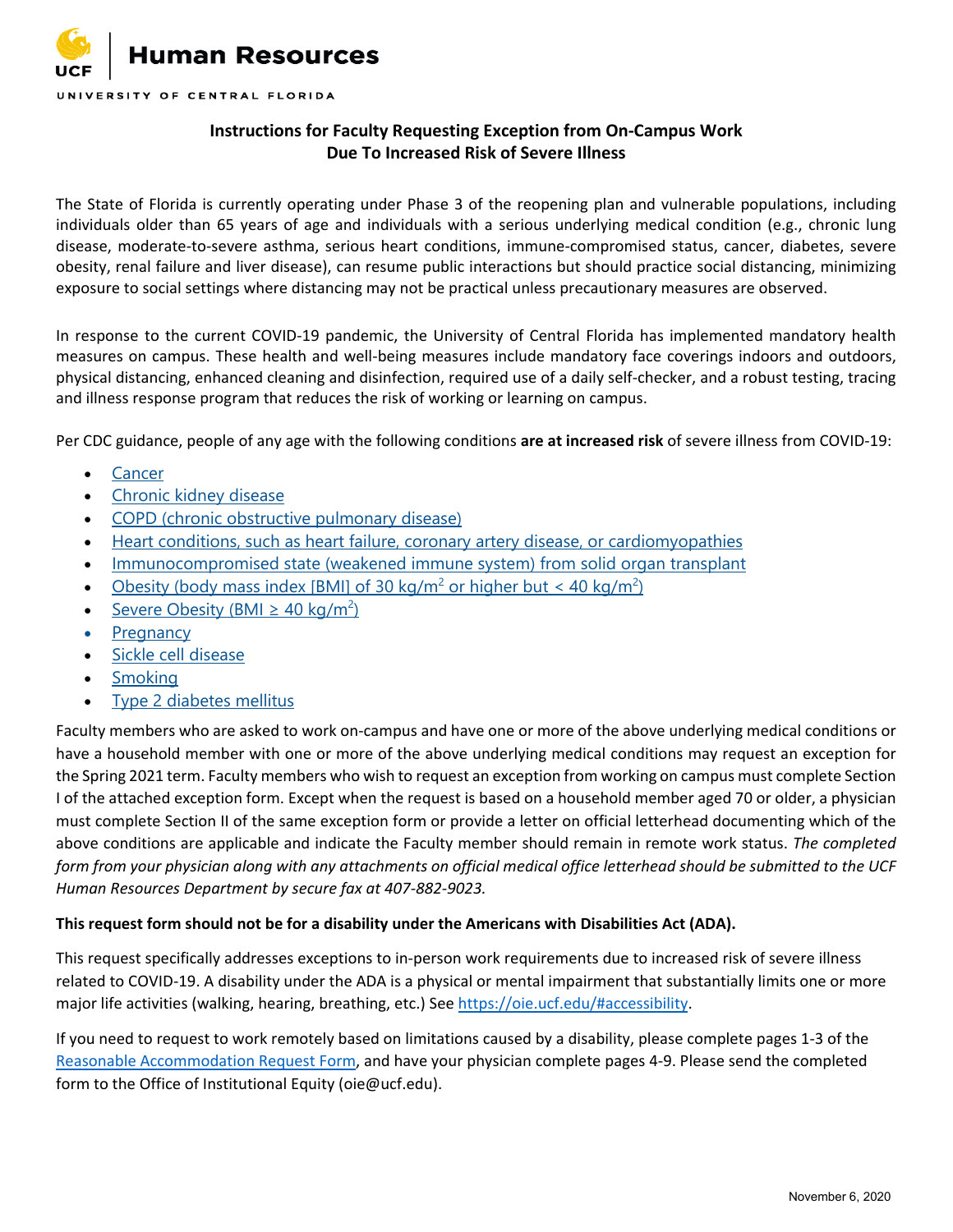# UCF Human Resources

UNIVERSITY OF CENTRAL FLORIDA

## Instructions for Faculty Requesting Exception from On-Campus Work Due To Increased Risk of Severe Illness

The State of Florida is currently operating under Phase 3 of the reopening plan and vulnerable populations, including individuals older than 65 years of age and individuals with a serious underlying medical condition (e.g., chronic lung disease, moderate-to-severe asthma, serious heart conditions, immune-compromised status, cancer, diabetes, severe obesity, renal failure and liver disease), can resume public interactions but should practice social distancing, minimizing exposure to social settings where distancing may not be practical unless precautionary measures are observed.

In response to the current COVID-19 pandemic, the University of Central Florida has implemented mandatory health measures on campus. These health and well-being measures include mandatory face coverings indoors and outdoors, physical distancing, enhanced cleaning and disinfection, required use of a daily self-checker, and a robust testing, tracing and illness response program that reduces the risk of working or learning on campus.

Per CDC guidance, people of any age with the following conditions **are at increased risk** of severe illness from COVID-19:

- Cancer
- Chronic kidney disease
- COPD (chronic obstructive pulmonary disease)
- Heart conditions, such as heart failure, coronary artery disease, or cardiomyopathies
- Immunocompromised state (weakened immune system) from solid organ transplant
- Obesity (body mass index [BMI] of 30 $kg/m^2$ or higher but < 40 $kg/m^2$)
- Severe Obesity (BMI ≥ 40 $kg/m^2$)
- Pregnancy
- Sickle cell disease
- Smoking
- Type 2 diabetes mellitus

Faculty members who are asked to work on-campus and have one or more of the above underlying medical conditions or have a household member with one or more of the above underlying medical conditions may request an exception for the Spring 2021 term. Faculty members who wish to request an exception from working on campus must complete Section I of the attached exception form. Except when the request is based on a household member aged 70 or older, a physician must complete Section II of the same exception form or provide a letter on official letterhead documenting which of the above conditions are applicable and indicate the Faculty member should remain in remote work status. *The completed form from your physician along with any attachments on official medical office letterhead should be submitted to the UCF Human Resources Department by secure fax at 407-882-9023.*

**This request form should not be for a disability under the Americans with Disabilities Act (ADA).**

This request specifically addresses exceptions to in-person work requirements due to increased risk of severe illness related to COVID-19. A disability under the ADA is a physical or mental impairment that substantially limits one or more major life activities (walking, hearing, breathing, etc.) See https://oie.ucf.edu/#accessibility.

If you need to request to work remotely based on limitations caused by a disability, please complete pages 1-3 of the Reasonable Accommodation Request Form, and have your physician complete pages 4-9. Please send the completed form to the Office of Institutional Equity (oie@ucf.edu).

November 6, 2020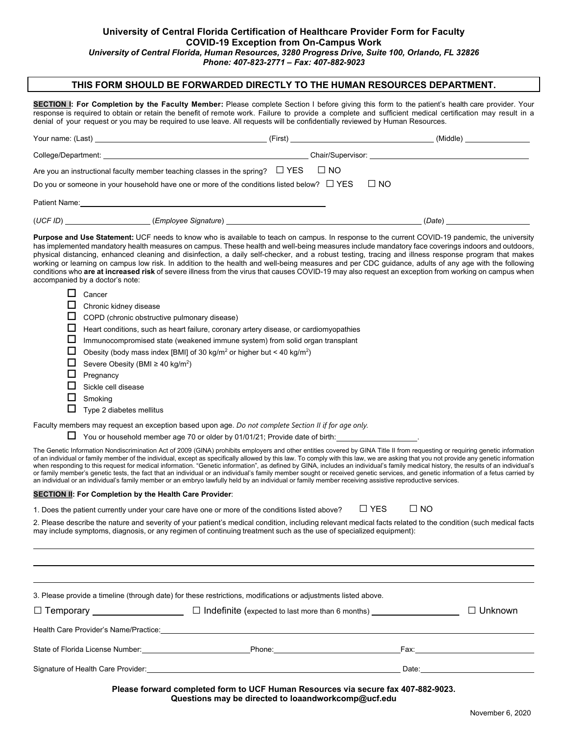**University of Central Florida Certification of Healthcare Provider Form for Faculty**
**COVID-19 Exception from On-Campus Work**
***University of Central Florida, Human Resources, 3280 Progress Drive, Suite 100, Orlando, FL 32826***
***Phone: 407-823-2771 – Fax: 407-882-9023***

**THIS FORM SHOULD BE FORWARDED DIRECTLY TO THE HUMAN RESOURCES DEPARTMENT.**

**SECTION I: For Completion by the Faculty Member:** Please complete Section I before giving this form to the patient's health care provider. Your response is required to obtain or retain the benefit of remote work. Failure to provide a complete and sufficient medical certification may result in a denial of your request or you may be required to use leave. All requests will be confidentially reviewed by Human Resources.

Your name: (Last) ______________ (First) ______________ (Middle) ______________

College/Department: ______________ Chair/Supervisor: ______________

Are you an instructional faculty member teaching classes in the spring? ☐ YES ☐ NO

Do you or someone in your household have one or more of the conditions listed below? ☐ YES ☐ NO

Patient Name: ______________

(*UCF ID*) ______________ (*Employee Signature*) ______________ (*Date*) ______________

**Purpose and Use Statement:** UCF needs to know who is available to teach on campus. In response to the current COVID-19 pandemic, the university has implemented mandatory health measures on campus. These health and well-being measures include mandatory face coverings indoors and outdoors, physical distancing, enhanced cleaning and disinfection, a daily self-checker, and a robust testing, tracing and illness response program that makes working or learning on campus low risk. In addition to the health and well-being measures and per CDC guidance, adults of any age with the following conditions who **are at increased risk** of severe illness from the virus that causes COVID-19 may also request an exception from working on campus when accompanied by a doctor's note:

- ☐ Cancer
- ☐ Chronic kidney disease
- ☐ COPD (chronic obstructive pulmonary disease)
- ☐ Heart conditions, such as heart failure, coronary artery disease, or cardiomyopathies
- ☐ Immunocompromised state (weakened immune system) from solid organ transplant
- ☐ Obesity (body mass index [BMI] of 30 $kg/m^2$ or higher but < 40 $kg/m^2$)
- ☐ Severe Obesity (BMI ≥ 40 $kg/m^2$)
- ☐ Pregnancy
- ☐ Sickle cell disease
- ☐ Smoking
- ☐ Type 2 diabetes mellitus

Faculty members may request an exception based upon age. *Do not complete Section II if for age only.*

- ☐ You or household member age 70 or older by 01/01/21; Provide date of birth: ______________.

The Genetic Information Nondiscrimination Act of 2009 (GINA) prohibits employers and other entities covered by GINA Title II from requesting or requiring genetic information of an individual or family member of the individual, except as specifically allowed by this law. To comply with this law, we are asking that you not provide any genetic information when responding to this request for medical information. "Genetic information", as defined by GINA, includes an individual's family medical history, the results of an individual's or family member's genetic tests, the fact that an individual or an individual's family member sought or received genetic services, and genetic information of a fetus carried by an individual or an individual's family member or an embryo lawfully held by an individual or family member receiving assistive reproductive services.

**SECTION II: For Completion by the Health Care Provider**:

1. Does the patient currently under your care have one or more of the conditions listed above? ☐ YES ☐ NO

2. Please describe the nature and severity of your patient's medical condition, including relevant medical facts related to the condition (such medical facts may include symptoms, diagnosis, or any regimen of continuing treatment such as the use of specialized equipment):

______________

______________

______________

3. Please provide a timeline (through date) for these restrictions, modifications or adjustments listed above.

☐ Temporary ______________ ☐ Indefinite (expected to last more than 6 months) ______________ ☐ Unknown

Health Care Provider's Name/Practice: ______________

State of Florida License Number: ______________ Phone: ______________ Fax: ______________

Signature of Health Care Provider: ______________ Date: ______________

**Please forward completed form to UCF Human Resources via secure fax 407-882-9023.**
**Questions may be directed to loaandworkcomp@ucf.edu**

November 6, 2020